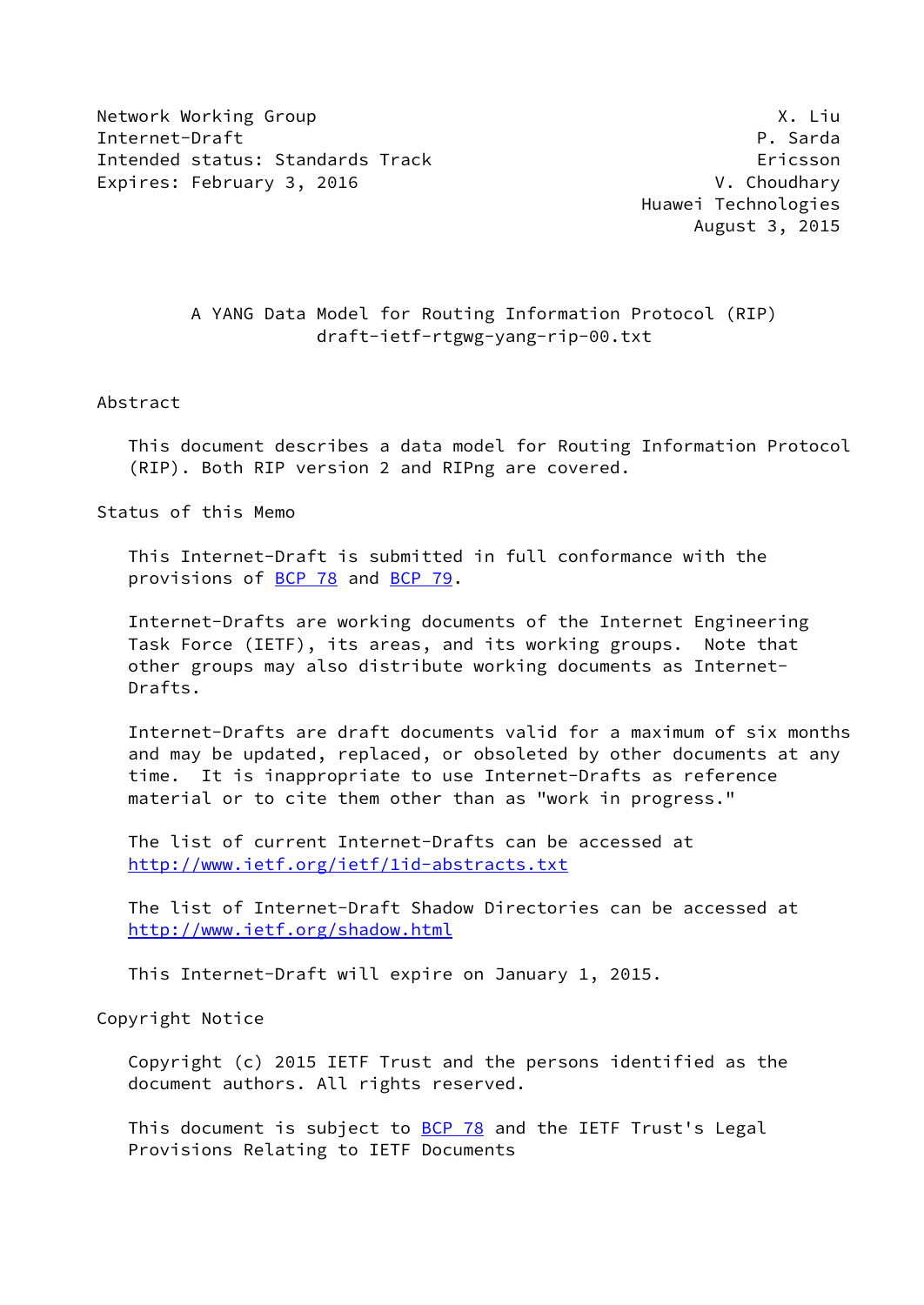Network Working Group X. Liu
Internet-Draft P. Sarda
Intended status: Standards Track Ericsson
Expires: February 3, 2016 V. Choudhary
Huawei Technologies
August 3, 2015

# A YANG Data Model for Routing Information Protocol (RIP)
draft-ietf-rtgwg-yang-rip-00.txt

## Abstract

This document describes a data model for Routing Information Protocol (RIP). Both RIP version 2 and RIPng are covered.

## Status of this Memo

This Internet-Draft is submitted in full conformance with the provisions of BCP 78 and BCP 79.

Internet-Drafts are working documents of the Internet Engineering Task Force (IETF), its areas, and its working groups. Note that other groups may also distribute working documents as Internet-Drafts.

Internet-Drafts are draft documents valid for a maximum of six months and may be updated, replaced, or obsoleted by other documents at any time. It is inappropriate to use Internet-Drafts as reference material or to cite them other than as "work in progress."

The list of current Internet-Drafts can be accessed at http://www.ietf.org/ietf/1id-abstracts.txt

The list of Internet-Draft Shadow Directories can be accessed at http://www.ietf.org/shadow.html

This Internet-Draft will expire on January 1, 2015.

## Copyright Notice

Copyright (c) 2015 IETF Trust and the persons identified as the document authors. All rights reserved.

This document is subject to BCP 78 and the IETF Trust's Legal Provisions Relating to IETF Documents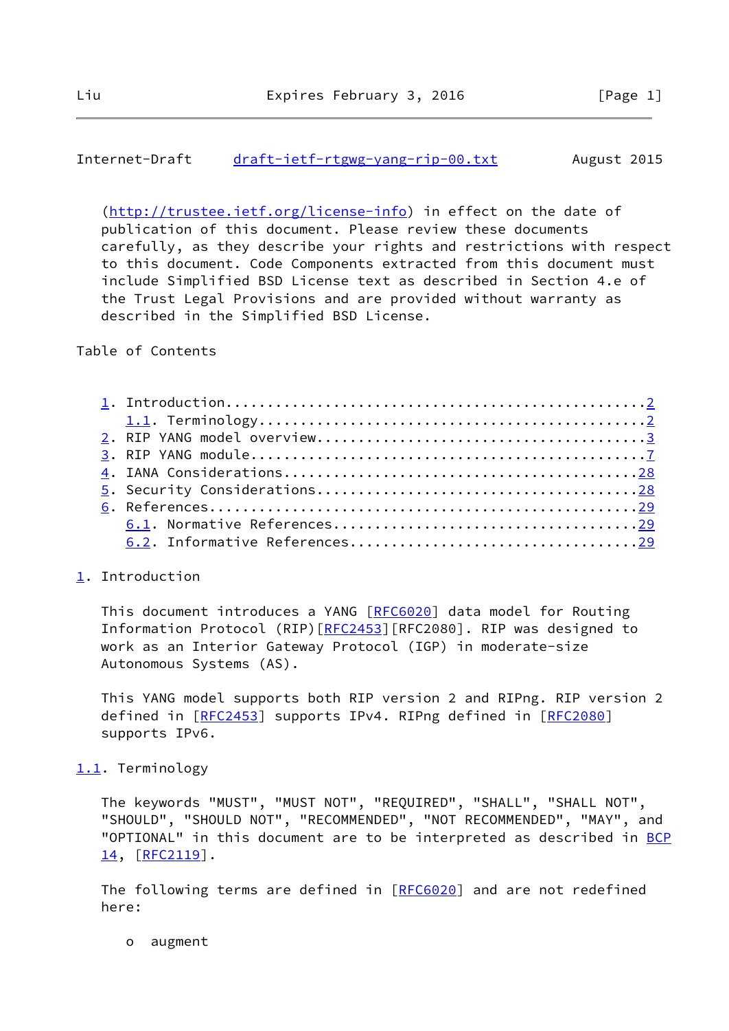(http://trustee.ietf.org/license-info) in effect on the date of publication of this document. Please review these documents carefully, as they describe your rights and restrictions with respect to this document. Code Components extracted from this document must include Simplified BSD License text as described in Section 4.e of the Trust Legal Provisions and are provided without warranty as described in the Simplified BSD License.

Table of Contents

```
   1. Introduction.................................................2
      1.1. Terminology.............................................2
   2. RIP YANG model overview......................................3
   3. RIP YANG module..............................................7
   4. IANA Considerations.........................................28
   5. Security Considerations.....................................28
   6. References..................................................29
      6.1. Normative References...................................29
      6.2. Informative References.................................29
```

## 1. Introduction

This document introduces a YANG [RFC6020] data model for Routing Information Protocol (RIP)[RFC2453][RFC2080]. RIP was designed to work as an Interior Gateway Protocol (IGP) in moderate-size Autonomous Systems (AS).

This YANG model supports both RIP version 2 and RIPng. RIP version 2 defined in [RFC2453] supports IPv4. RIPng defined in [RFC2080] supports IPv6.

### 1.1. Terminology

The keywords "MUST", "MUST NOT", "REQUIRED", "SHALL", "SHALL NOT", "SHOULD", "SHOULD NOT", "RECOMMENDED", "NOT RECOMMENDED", "MAY", and "OPTIONAL" in this document are to be interpreted as described in BCP 14, [RFC2119].

The following terms are defined in [RFC6020] and are not redefined here:

- augment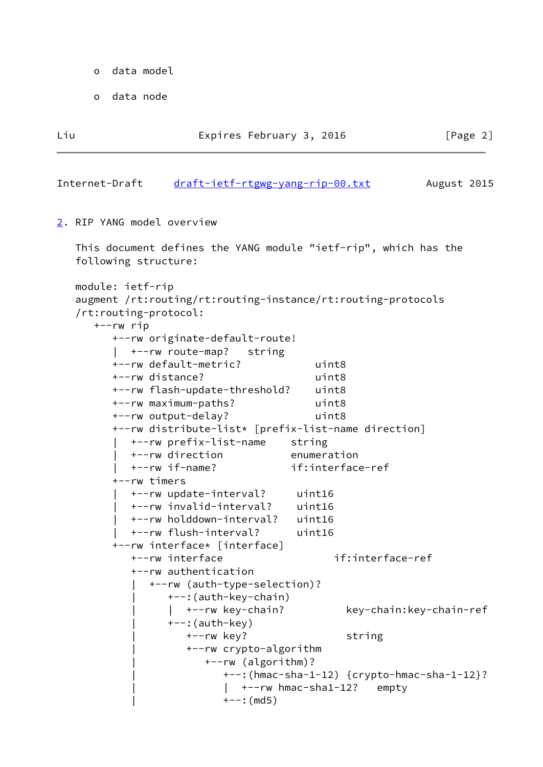o  data model

   o  data node

## 2. RIP YANG model overview

This document defines the YANG module "ietf-rip", which has the following structure:

```
module: ietf-rip
augment /rt:routing/rt:routing-instance/rt:routing-protocols
/rt:routing-protocol:
   +--rw rip
      +--rw originate-default-route!
      |  +--rw route-map?   string
      +--rw default-metric?            uint8
      +--rw distance?                  uint8
      +--rw flash-update-threshold?    uint8
      +--rw maximum-paths?             uint8
      +--rw output-delay?              uint8
      +--rw distribute-list* [prefix-list-name direction]
      |  +--rw prefix-list-name    string
      |  +--rw direction           enumeration
      |  +--rw if-name?            if:interface-ref
      +--rw timers
      |  +--rw update-interval?     uint16
      |  +--rw invalid-interval?    uint16
      |  +--rw holddown-interval?   uint16
      |  +--rw flush-interval?      uint16
      +--rw interface* [interface]
         +--rw interface                   if:interface-ref
         +--rw authentication
         |  +--rw (auth-type-selection)?
         |     +--:(auth-key-chain)
         |     |  +--rw key-chain?           key-chain:key-chain-ref
         |     +--:(auth-key)
         |        +--rw key?                 string
         |        +--rw crypto-algorithm
         |           +--rw (algorithm)?
         |              +--:(hmac-sha-1-12) {crypto-hmac-sha-1-12}?
         |              |  +--rw hmac-sha1-12?   empty
         |              +--:(md5)
```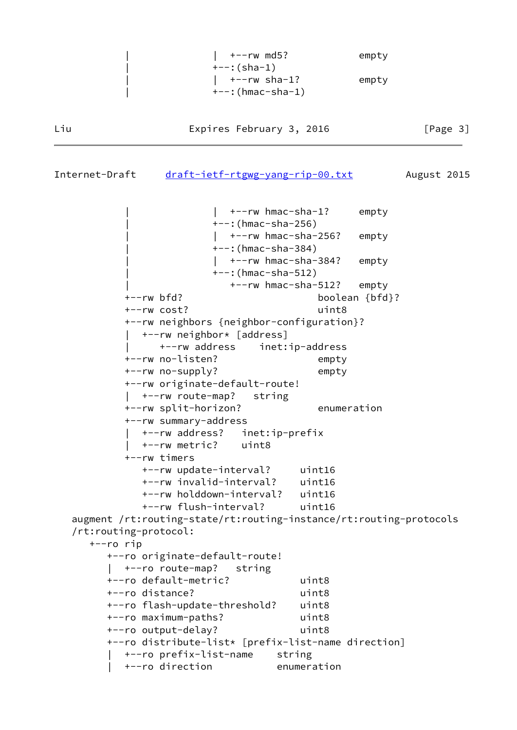```
   |                |  +--rw md5?            empty
   |                +--:(sha-1)
   |                |  +--rw sha-1?          empty
   |                +--:(hmac-sha-1)
```

```
   |                |  +--rw hmac-sha-1?     empty
   |                +--:(hmac-sha-256)
   |                |  +--rw hmac-sha-256?   empty
   |                +--:(hmac-sha-384)
   |                |  +--rw hmac-sha-384?   empty
   |                +--:(hmac-sha-512)
   |                   +--rw hmac-sha-512?   empty
   +--rw bfd?                         boolean {bfd}?
   +--rw cost?                        uint8
   +--rw neighbors {neighbor-configuration}?
   |  +--rw neighbor* [address]
   |     +--rw address    inet:ip-address
   +--rw no-listen?                   empty
   +--rw no-supply?                   empty
   +--rw originate-default-route!
   |  +--rw route-map?   string
   +--rw split-horizon?               enumeration
   +--rw summary-address
   |  +--rw address?   inet:ip-prefix
   |  +--rw metric?    uint8
   +--rw timers
      +--rw update-interval?     uint16
      +--rw invalid-interval?    uint16
      +--rw holddown-interval?   uint16
      +--rw flush-interval?      uint16
augment /rt:routing-state/rt:routing-instance/rt:routing-protocols
/rt:routing-protocol:
   +--ro rip
      +--ro originate-default-route!
      |  +--ro route-map?   string
      +--ro default-metric?            uint8
      +--ro distance?                  uint8
      +--ro flash-update-threshold?    uint8
      +--ro maximum-paths?             uint8
      +--ro output-delay?              uint8
      +--ro distribute-list* [prefix-list-name direction]
      |  +--ro prefix-list-name    string
      |  +--ro direction           enumeration
```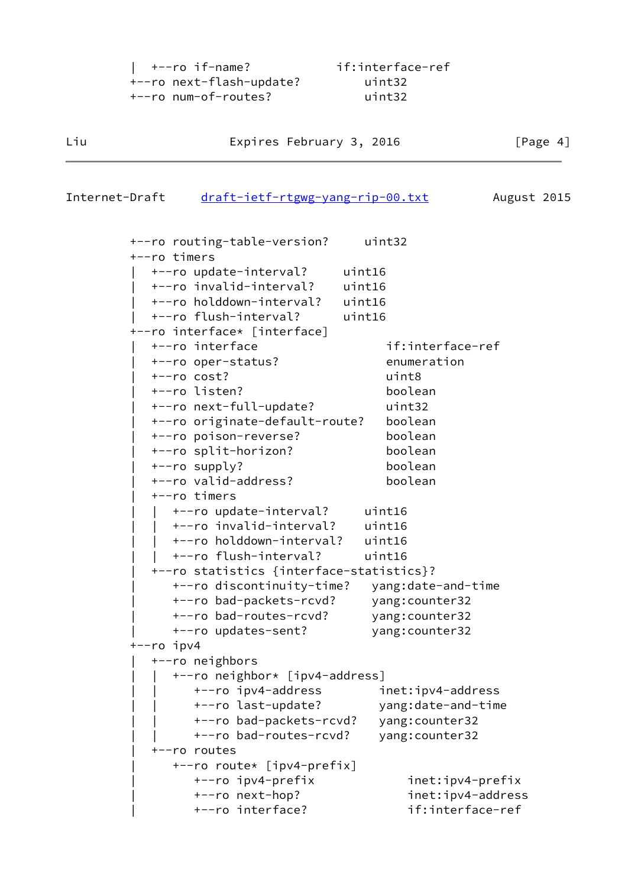```
        |  +--ro if-name?           if:interface-ref
        +--ro next-flash-update?        uint32
        +--ro num-of-routes?            uint32
```

```
        +--ro routing-table-version?    uint32
        +--ro timers
        |  +--ro update-interval?     uint16
        |  +--ro invalid-interval?    uint16
        |  +--ro holddown-interval?   uint16
        |  +--ro flush-interval?      uint16
        +--ro interface* [interface]
        |  +--ro interface                 if:interface-ref
        |  +--ro oper-status?              enumeration
        |  +--ro cost?                     uint8
        |  +--ro listen?                   boolean
        |  +--ro next-full-update?         uint32
        |  +--ro originate-default-route?  boolean
        |  +--ro poison-reverse?           boolean
        |  +--ro split-horizon?            boolean
        |  +--ro supply?                   boolean
        |  +--ro valid-address?            boolean
        |  +--ro timers
        |  |  +--ro update-interval?     uint16
        |  |  +--ro invalid-interval?    uint16
        |  |  +--ro holddown-interval?   uint16
        |  |  +--ro flush-interval?      uint16
        |  +--ro statistics {interface-statistics}?
        |     +--ro discontinuity-time?   yang:date-and-time
        |     +--ro bad-packets-rcvd?     yang:counter32
        |     +--ro bad-routes-rcvd?      yang:counter32
        |     +--ro updates-sent?         yang:counter32
        +--ro ipv4
        |  +--ro neighbors
        |  |  +--ro neighbor* [ipv4-address]
        |  |     +--ro ipv4-address        inet:ipv4-address
        |  |     +--ro last-update?        yang:date-and-time
        |  |     +--ro bad-packets-rcvd?   yang:counter32
        |  |     +--ro bad-routes-rcvd?    yang:counter32
        |  +--ro routes
        |     +--ro route* [ipv4-prefix]
        |        +--ro ipv4-prefix             inet:ipv4-prefix
        |        +--ro next-hop?               inet:ipv4-address
        |        +--ro interface?              if:interface-ref
```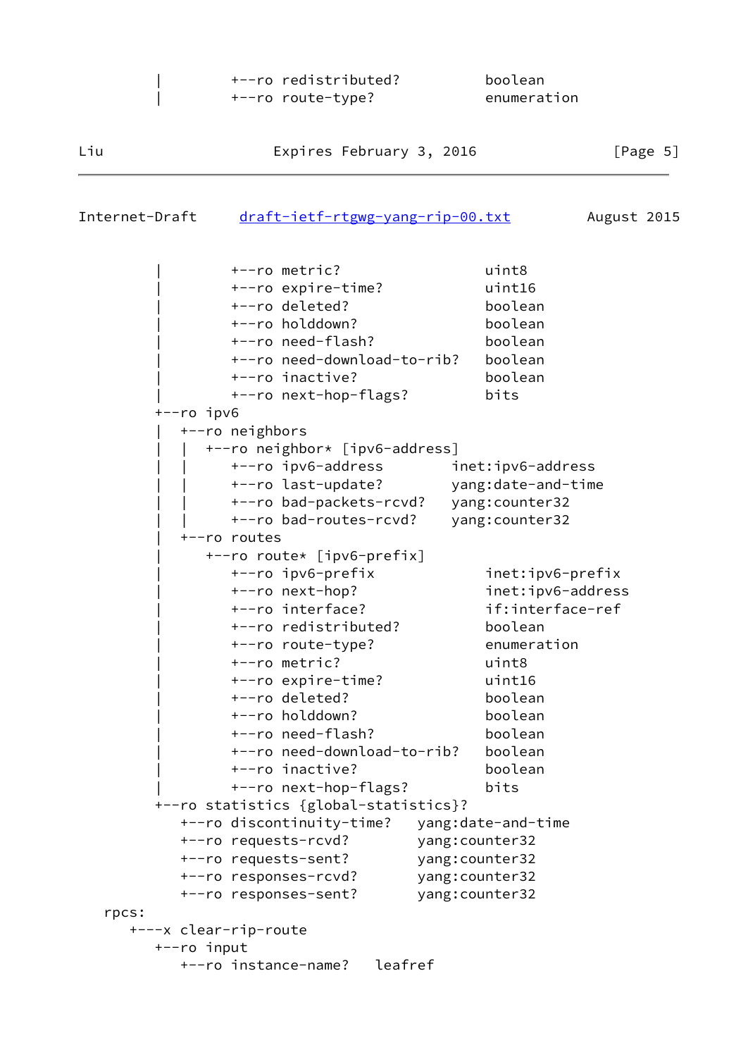```
     |         +--ro redistributed?          boolean
     |         +--ro route-type?             enumeration
```

```
     |         +--ro metric?                 uint8
     |         +--ro expire-time?            uint16
     |         +--ro deleted?                boolean
     |         +--ro holddown?               boolean
     |         +--ro need-flash?             boolean
     |         +--ro need-download-to-rib?   boolean
     |         +--ro inactive?               boolean
     |         +--ro next-hop-flags?         bits
     +--ro ipv6
     |  +--ro neighbors
     |  |  +--ro neighbor* [ipv6-address]
     |  |     +--ro ipv6-address        inet:ipv6-address
     |  |     +--ro last-update?        yang:date-and-time
     |  |     +--ro bad-packets-rcvd?   yang:counter32
     |  |     +--ro bad-routes-rcvd?    yang:counter32
     |  +--ro routes
     |     +--ro route* [ipv6-prefix]
     |        +--ro ipv6-prefix             inet:ipv6-prefix
     |        +--ro next-hop?               inet:ipv6-address
     |        +--ro interface?              if:interface-ref
     |        +--ro redistributed?          boolean
     |        +--ro route-type?             enumeration
     |        +--ro metric?                 uint8
     |        +--ro expire-time?            uint16
     |        +--ro deleted?                boolean
     |        +--ro holddown?               boolean
     |        +--ro need-flash?             boolean
     |        +--ro need-download-to-rib?   boolean
     |        +--ro inactive?               boolean
     |        +--ro next-hop-flags?         bits
     +--ro statistics {global-statistics}?
        +--ro discontinuity-time?   yang:date-and-time
        +--ro requests-rcvd?        yang:counter32
        +--ro requests-sent?        yang:counter32
        +--ro responses-rcvd?       yang:counter32
        +--ro responses-sent?       yang:counter32
 rpcs:
   +---x clear-rip-route
     +--ro input
        +--ro instance-name?   leafref
```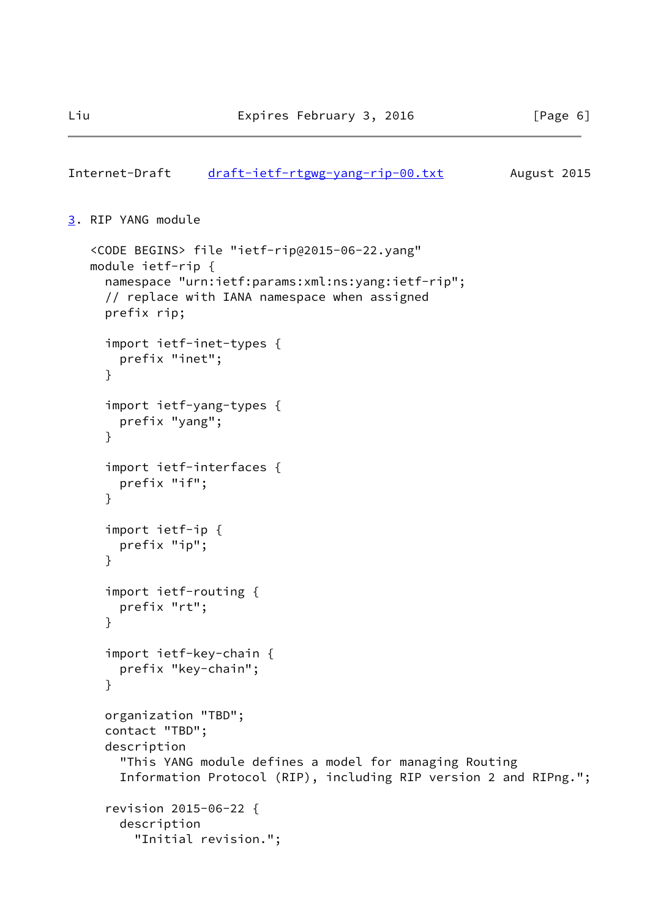## 3. RIP YANG module

```
<CODE BEGINS> file "ietf-rip@2015-06-22.yang"
module ietf-rip {
  namespace "urn:ietf:params:xml:ns:yang:ietf-rip";
  // replace with IANA namespace when assigned
  prefix rip;

  import ietf-inet-types {
    prefix "inet";
  }

  import ietf-yang-types {
    prefix "yang";
  }

  import ietf-interfaces {
    prefix "if";
  }

  import ietf-ip {
    prefix "ip";
  }

  import ietf-routing {
    prefix "rt";
  }

  import ietf-key-chain {
    prefix "key-chain";
  }

  organization "TBD";
  contact "TBD";
  description
    "This YANG module defines a model for managing Routing
    Information Protocol (RIP), including RIP version 2 and RIPng.";

  revision 2015-06-22 {
    description
      "Initial revision.";
```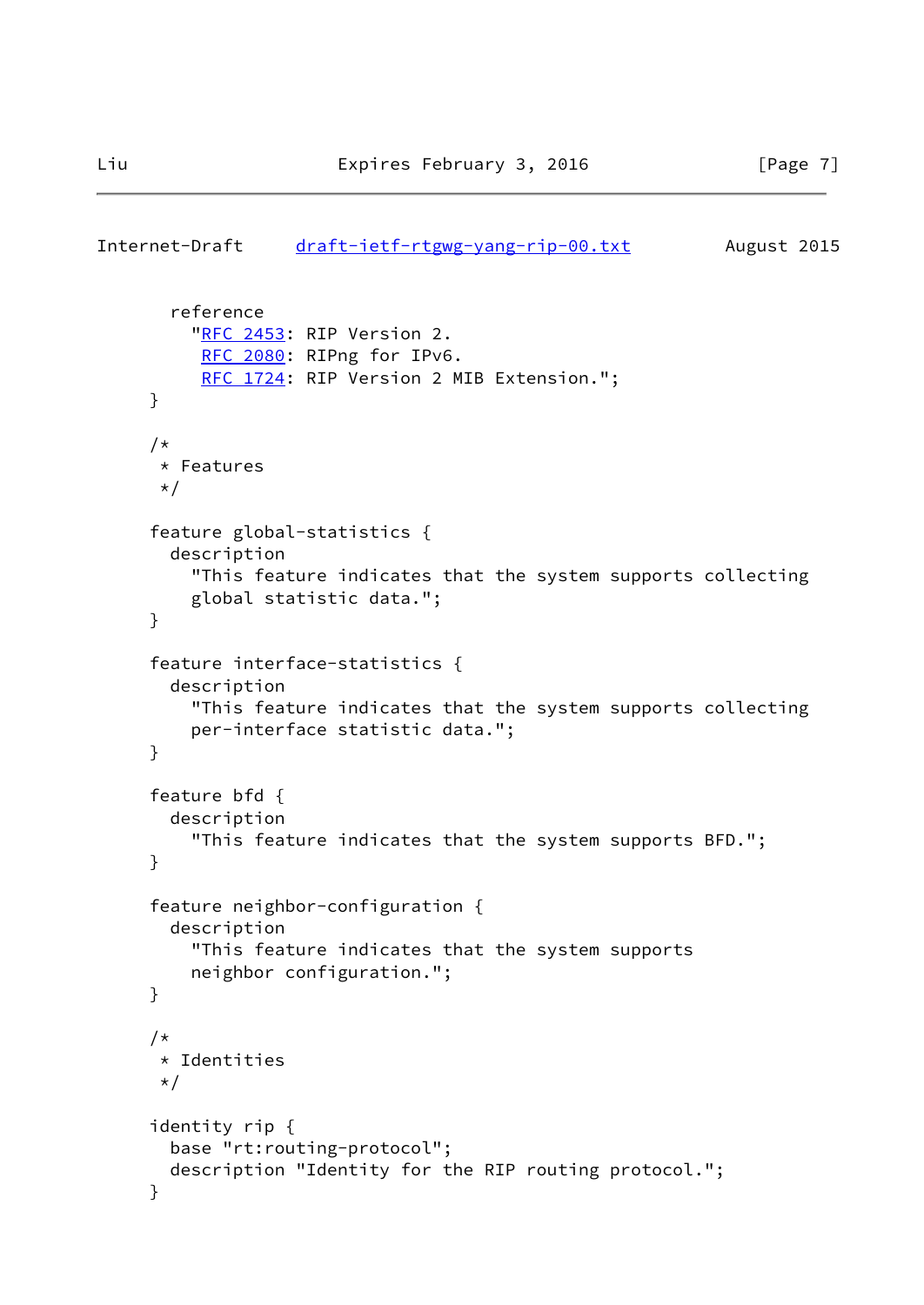```
     reference
       "RFC 2453: RIP Version 2.
        RFC 2080: RIPng for IPv6.
        RFC 1724: RIP Version 2 MIB Extension.";
   }

   /*
    * Features
    */

   feature global-statistics {
     description
       "This feature indicates that the system supports collecting
       global statistic data.";
   }

   feature interface-statistics {
     description
       "This feature indicates that the system supports collecting
       per-interface statistic data.";
   }

   feature bfd {
     description
       "This feature indicates that the system supports BFD.";
   }

   feature neighbor-configuration {
     description
       "This feature indicates that the system supports
       neighbor configuration.";
   }

   /*
    * Identities
    */

   identity rip {
     base "rt:routing-protocol";
     description "Identity for the RIP routing protocol.";
   }
```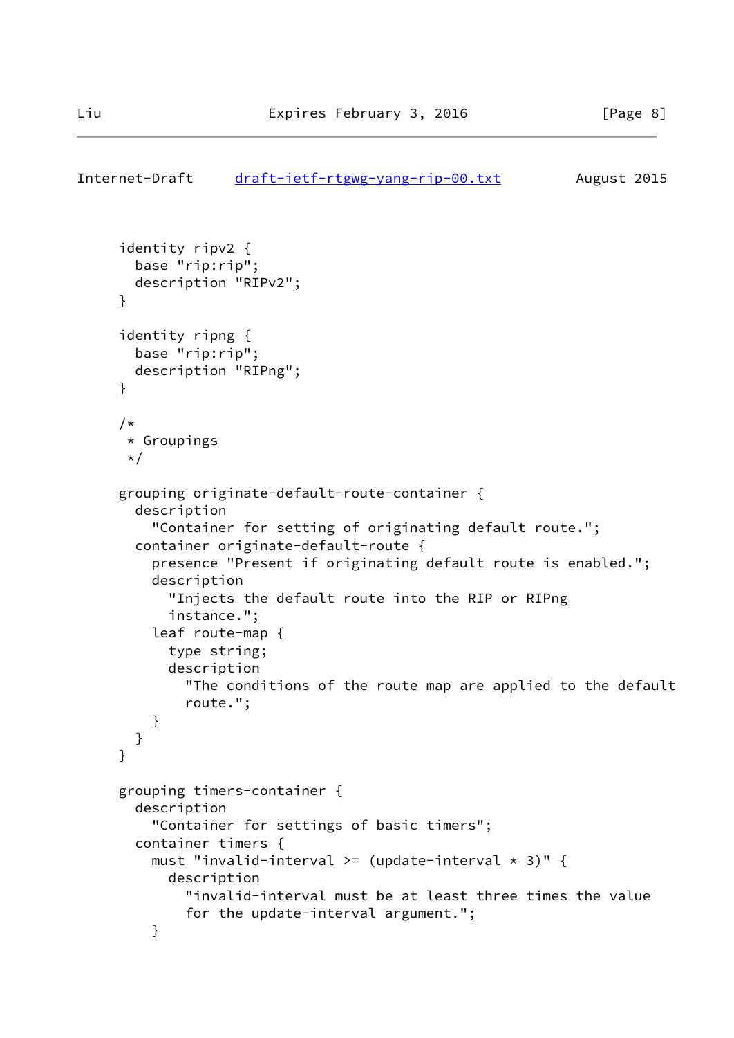```
      identity ripv2 {
        base "rip:rip";
        description "RIPv2";
      }

      identity ripng {
        base "rip:rip";
        description "RIPng";
      }

      /*
       * Groupings
       */

      grouping originate-default-route-container {
        description
          "Container for setting of originating default route.";
        container originate-default-route {
          presence "Present if originating default route is enabled.";
          description
            "Injects the default route into the RIP or RIPng
            instance.";
          leaf route-map {
            type string;
            description
              "The conditions of the route map are applied to the default
              route.";
          }
        }
      }

      grouping timers-container {
        description
          "Container for settings of basic timers";
        container timers {
          must "invalid-interval >= (update-interval * 3)" {
            description
              "invalid-interval must be at least three times the value
              for the update-interval argument.";
          }
```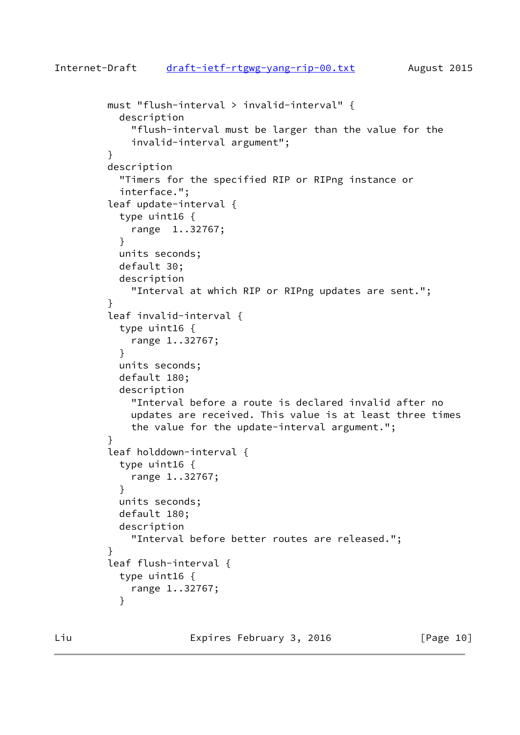```
        must "flush-interval > invalid-interval" {
          description
            "flush-interval must be larger than the value for the
            invalid-interval argument";
        }
        description
          "Timers for the specified RIP or RIPng instance or
          interface.";
        leaf update-interval {
          type uint16 {
            range  1..32767;
          }
          units seconds;
          default 30;
          description
            "Interval at which RIP or RIPng updates are sent.";
        }
        leaf invalid-interval {
          type uint16 {
            range 1..32767;
          }
          units seconds;
          default 180;
          description
            "Interval before a route is declared invalid after no
            updates are received. This value is at least three times
            the value for the update-interval argument.";
        }
        leaf holddown-interval {
          type uint16 {
            range 1..32767;
          }
          units seconds;
          default 180;
          description
            "Interval before better routes are released.";
        }
        leaf flush-interval {
          type uint16 {
            range 1..32767;
          }
```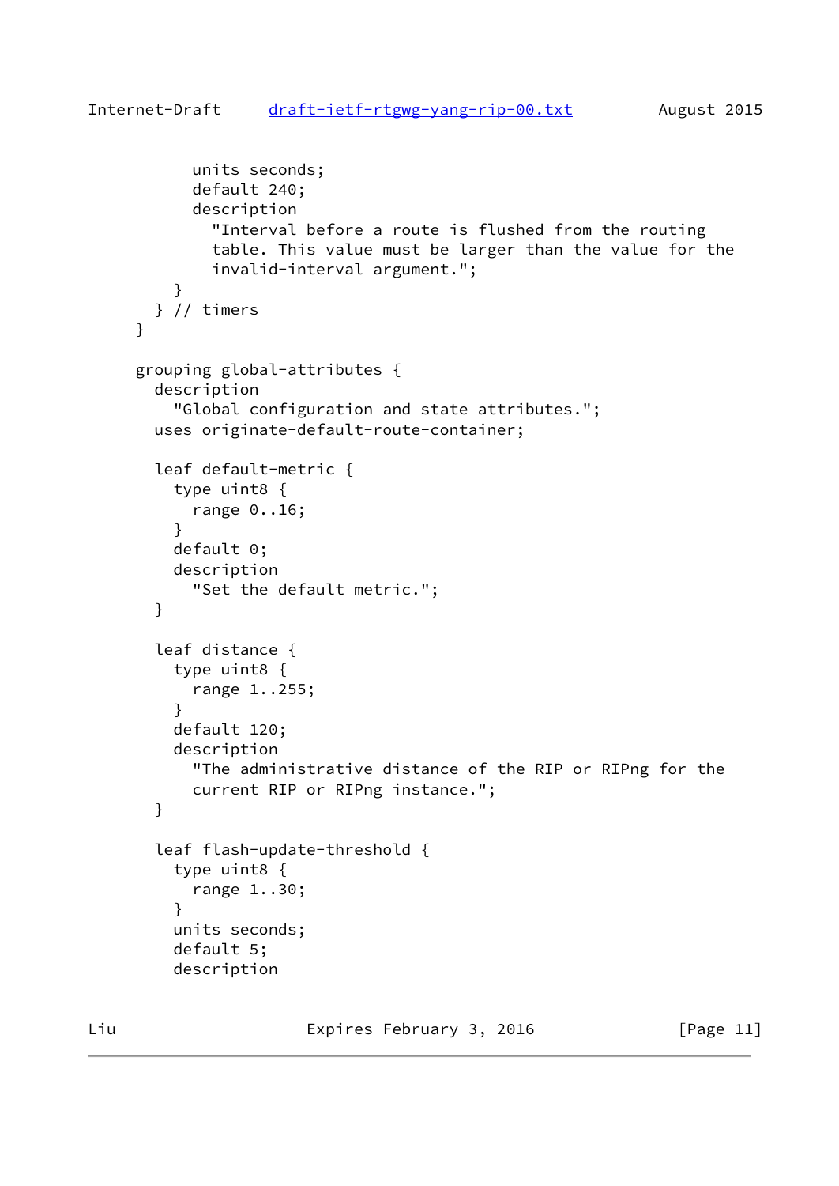```
          units seconds;
          default 240;
          description
            "Interval before a route is flushed from the routing
            table. This value must be larger than the value for the
            invalid-interval argument.";
        }
      } // timers
    }

    grouping global-attributes {
      description
        "Global configuration and state attributes.";
      uses originate-default-route-container;

      leaf default-metric {
        type uint8 {
          range 0..16;
        }
        default 0;
        description
          "Set the default metric.";
      }

      leaf distance {
        type uint8 {
          range 1..255;
        }
        default 120;
        description
          "The administrative distance of the RIP or RIPng for the
          current RIP or RIPng instance.";
      }

      leaf flash-update-threshold {
        type uint8 {
          range 1..30;
        }
        units seconds;
        default 5;
        description
```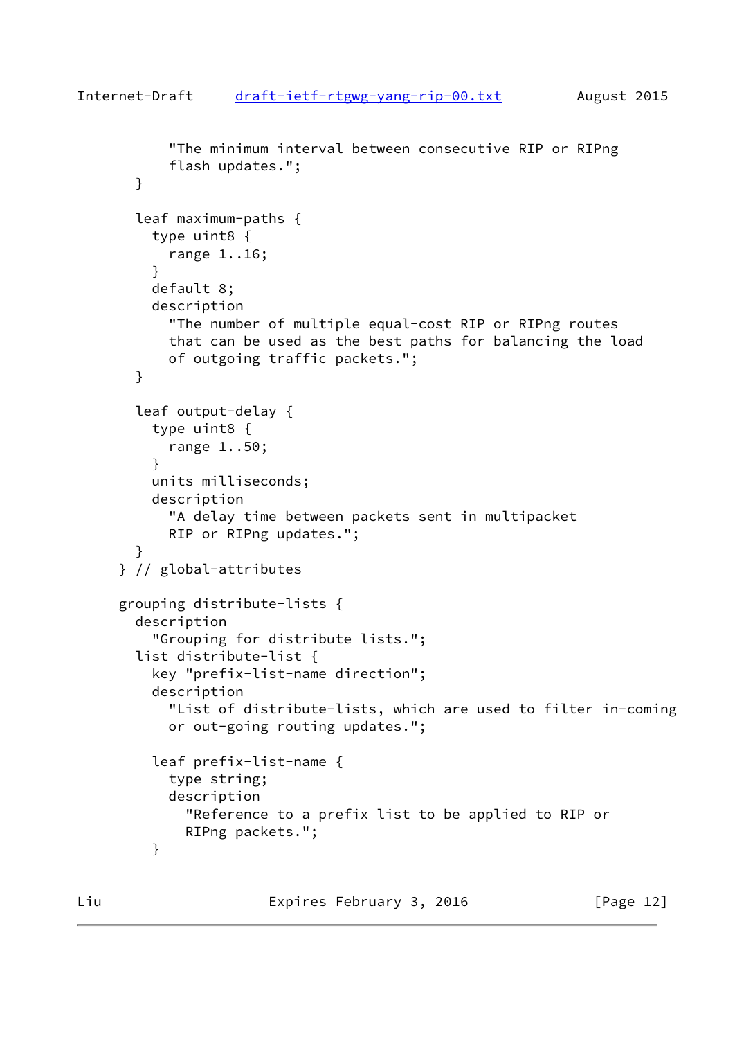```
          "The minimum interval between consecutive RIP or RIPng
          flash updates.";
      }

      leaf maximum-paths {
        type uint8 {
          range 1..16;
        }
        default 8;
        description
          "The number of multiple equal-cost RIP or RIPng routes
          that can be used as the best paths for balancing the load
          of outgoing traffic packets.";
      }

      leaf output-delay {
        type uint8 {
          range 1..50;
        }
        units milliseconds;
        description
          "A delay time between packets sent in multipacket
          RIP or RIPng updates.";
      }
    } // global-attributes

    grouping distribute-lists {
      description
        "Grouping for distribute lists.";
      list distribute-list {
        key "prefix-list-name direction";
        description
          "List of distribute-lists, which are used to filter in-coming
          or out-going routing updates.";

        leaf prefix-list-name {
          type string;
          description
            "Reference to a prefix list to be applied to RIP or
            RIPng packets.";
        }
```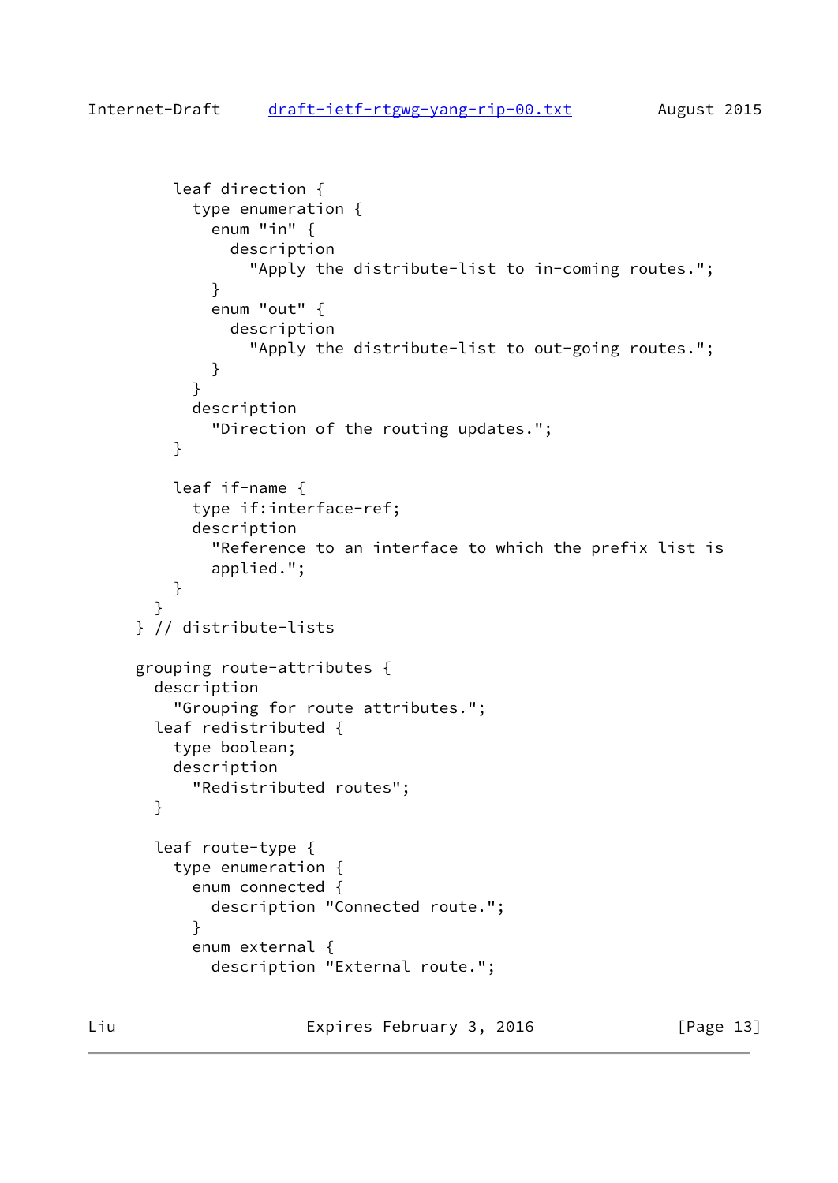```
        leaf direction {
          type enumeration {
            enum "in" {
              description
                "Apply the distribute-list to in-coming routes.";
            }
            enum "out" {
              description
                "Apply the distribute-list to out-going routes.";
            }
          }
          description
            "Direction of the routing updates.";
        }

        leaf if-name {
          type if:interface-ref;
          description
            "Reference to an interface to which the prefix list is
            applied.";
        }
      }
    } // distribute-lists

    grouping route-attributes {
      description
        "Grouping for route attributes.";
      leaf redistributed {
        type boolean;
        description
          "Redistributed routes";
      }

      leaf route-type {
        type enumeration {
          enum connected {
            description "Connected route.";
          }
          enum external {
            description "External route.";
```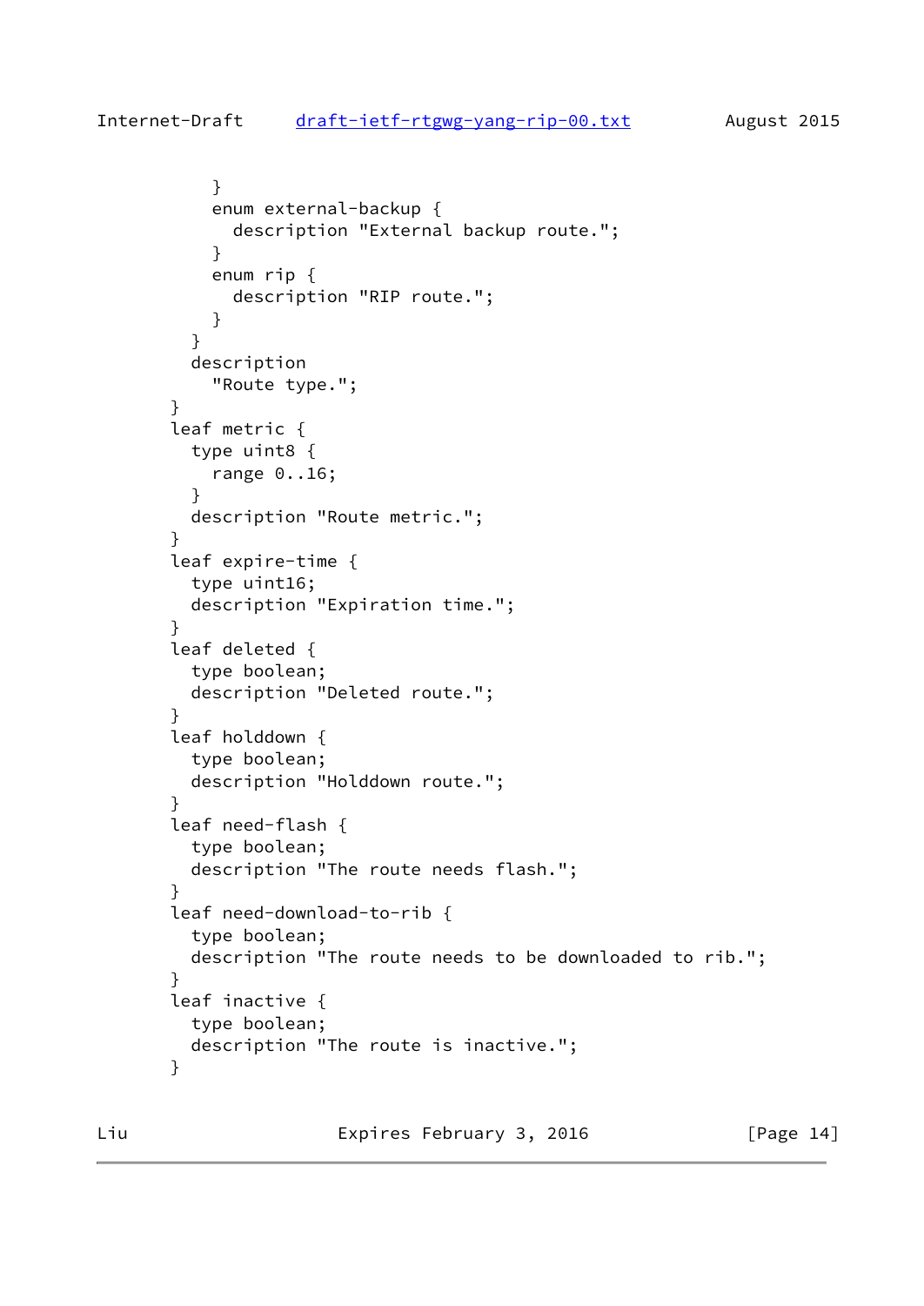```
          }
          enum external-backup {
            description "External backup route.";
          }
          enum rip {
            description "RIP route.";
          }
        }
        description
          "Route type.";
      }
      leaf metric {
        type uint8 {
          range 0..16;
        }
        description "Route metric.";
      }
      leaf expire-time {
        type uint16;
        description "Expiration time.";
      }
      leaf deleted {
        type boolean;
        description "Deleted route.";
      }
      leaf holddown {
        type boolean;
        description "Holddown route.";
      }
      leaf need-flash {
        type boolean;
        description "The route needs flash.";
      }
      leaf need-download-to-rib {
        type boolean;
        description "The route needs to be downloaded to rib.";
      }
      leaf inactive {
        type boolean;
        description "The route is inactive.";
      }
```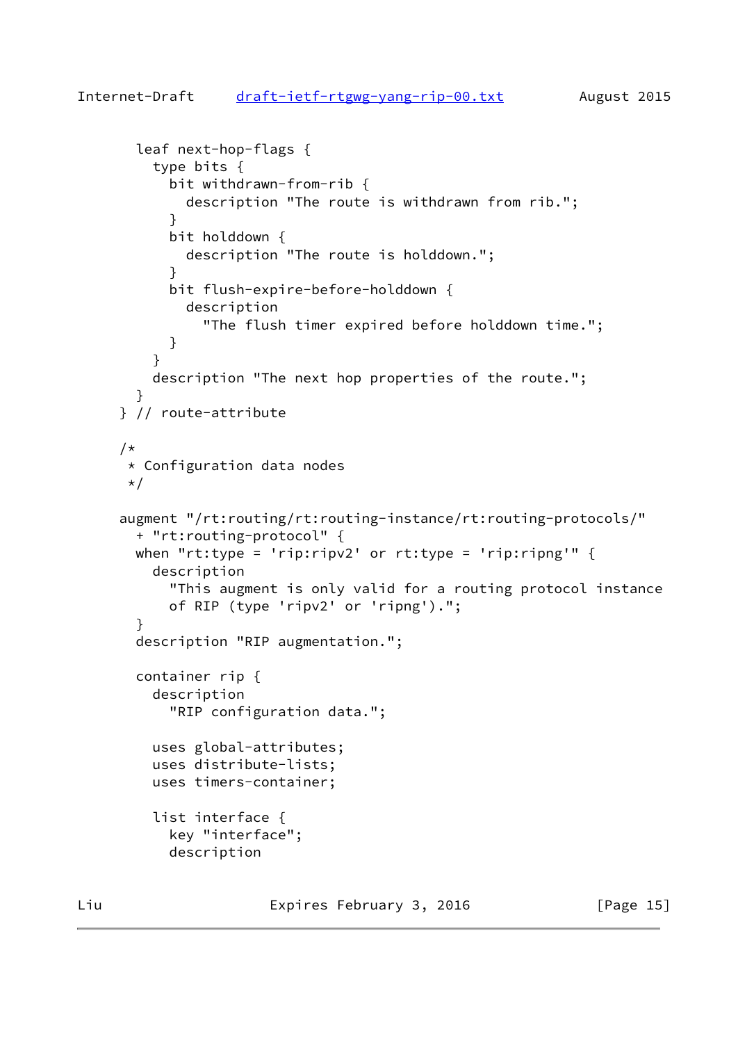```
       leaf next-hop-flags {
         type bits {
           bit withdrawn-from-rib {
             description "The route is withdrawn from rib.";
           }
           bit holddown {
             description "The route is holddown.";
           }
           bit flush-expire-before-holddown {
             description
               "The flush timer expired before holddown time.";
           }
         }
         description "The next hop properties of the route.";
       }
     } // route-attribute

     /*
      * Configuration data nodes
      */

     augment "/rt:routing/rt:routing-instance/rt:routing-protocols/"
       + "rt:routing-protocol" {
       when "rt:type = 'rip:ripv2' or rt:type = 'rip:ripng'" {
         description
           "This augment is only valid for a routing protocol instance
           of RIP (type 'ripv2' or 'ripng').";
       }
       description "RIP augmentation.";

       container rip {
         description
           "RIP configuration data.";

         uses global-attributes;
         uses distribute-lists;
         uses timers-container;

         list interface {
           key "interface";
           description
```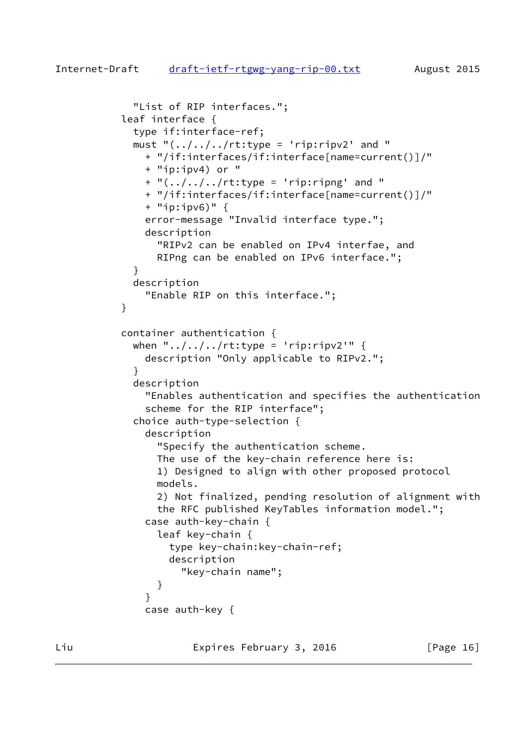```
          "List of RIP interfaces.";
        leaf interface {
          type if:interface-ref;
          must "(../../../rt:type = 'rip:ripv2' and "
            + "/if:interfaces/if:interface[name=current()]/"
            + "ip:ipv4) or "
            + "(../../../rt:type = 'rip:ripng' and "
            + "/if:interfaces/if:interface[name=current()]/"
            + "ip:ipv6)" {
            error-message "Invalid interface type.";
            description
              "RIPv2 can be enabled on IPv4 interfae, and
              RIPng can be enabled on IPv6 interface.";
          }
          description
            "Enable RIP on this interface.";
        }

        container authentication {
          when "../../../rt:type = 'rip:ripv2'" {
            description "Only applicable to RIPv2.";
          }
          description
            "Enables authentication and specifies the authentication
            scheme for the RIP interface";
          choice auth-type-selection {
            description
              "Specify the authentication scheme.
              The use of the key-chain reference here is:
              1) Designed to align with other proposed protocol
              models.
              2) Not finalized, pending resolution of alignment with
              the RFC published KeyTables information model.";
            case auth-key-chain {
              leaf key-chain {
                type key-chain:key-chain-ref;
                description
                  "key-chain name";
              }
            }
            case auth-key {
```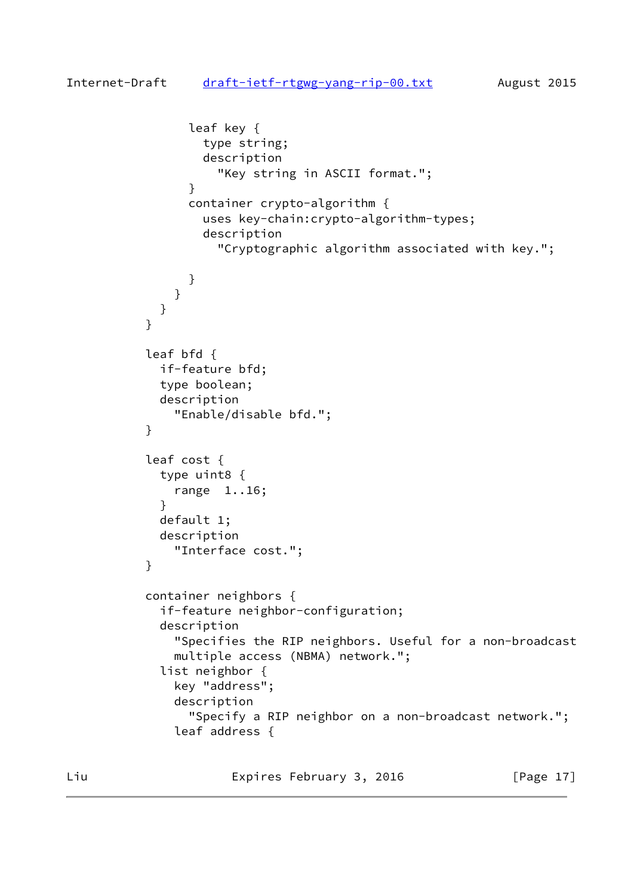```
                leaf key {
                  type string;
                  description
                    "Key string in ASCII format.";
                }
                container crypto-algorithm {
                  uses key-chain:crypto-algorithm-types;
                  description
                    "Cryptographic algorithm associated with key.";

                }
              }
            }
          }

          leaf bfd {
            if-feature bfd;
            type boolean;
            description
              "Enable/disable bfd.";
          }

          leaf cost {
            type uint8 {
              range  1..16;
            }
            default 1;
            description
              "Interface cost.";
          }

          container neighbors {
            if-feature neighbor-configuration;
            description
              "Specifies the RIP neighbors. Useful for a non-broadcast
              multiple access (NBMA) network.";
            list neighbor {
              key "address";
              description
                "Specify a RIP neighbor on a non-broadcast network.";
              leaf address {
```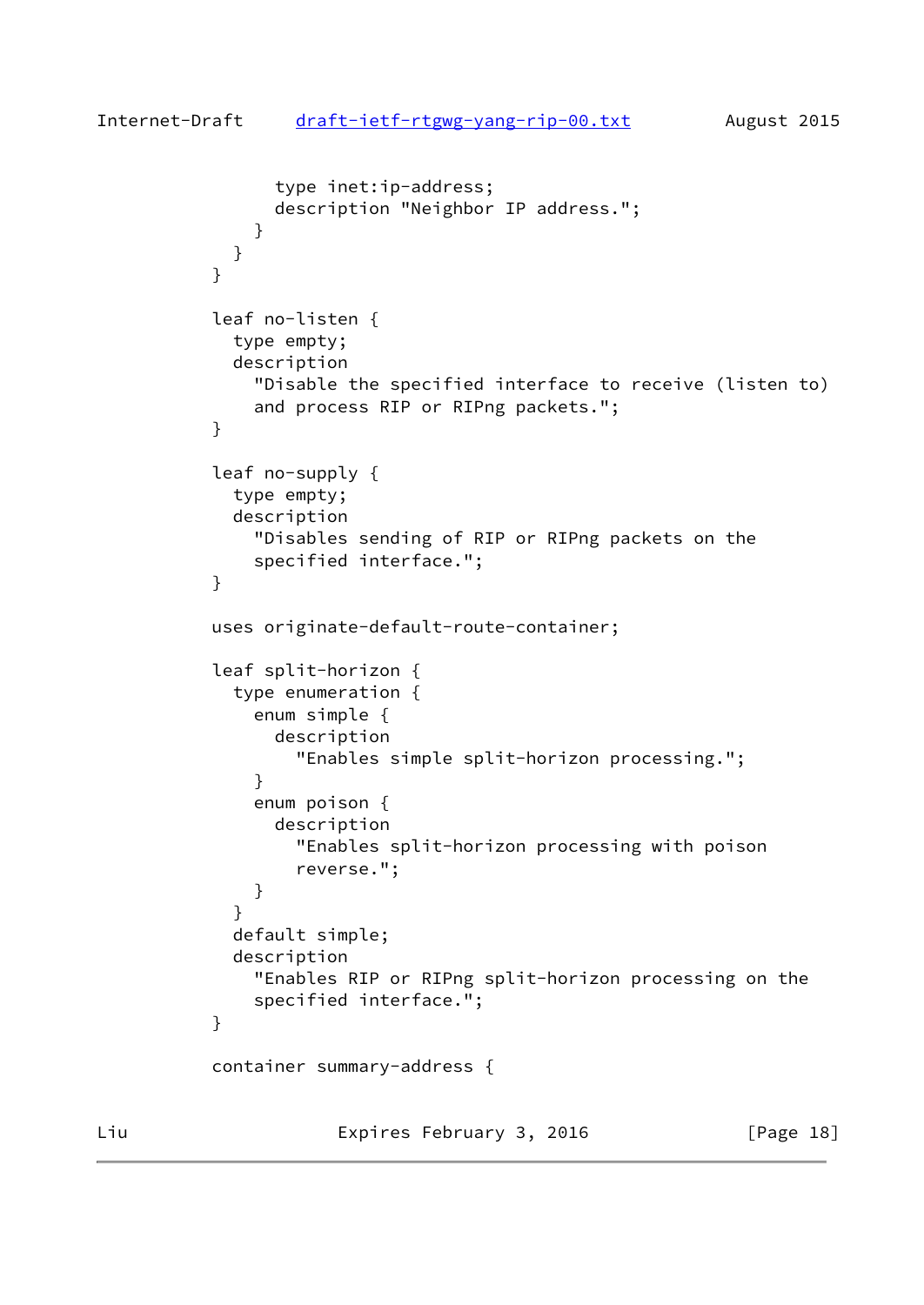```
              type inet:ip-address;
              description "Neighbor IP address.";
            }
          }
        }

        leaf no-listen {
          type empty;
          description
            "Disable the specified interface to receive (listen to)
            and process RIP or RIPng packets.";
        }

        leaf no-supply {
          type empty;
          description
            "Disables sending of RIP or RIPng packets on the
            specified interface.";
        }

        uses originate-default-route-container;

        leaf split-horizon {
          type enumeration {
            enum simple {
              description
                "Enables simple split-horizon processing.";
            }
            enum poison {
              description
                "Enables split-horizon processing with poison
                reverse.";
            }
          }
          default simple;
          description
            "Enables RIP or RIPng split-horizon processing on the
            specified interface.";
        }

        container summary-address {
```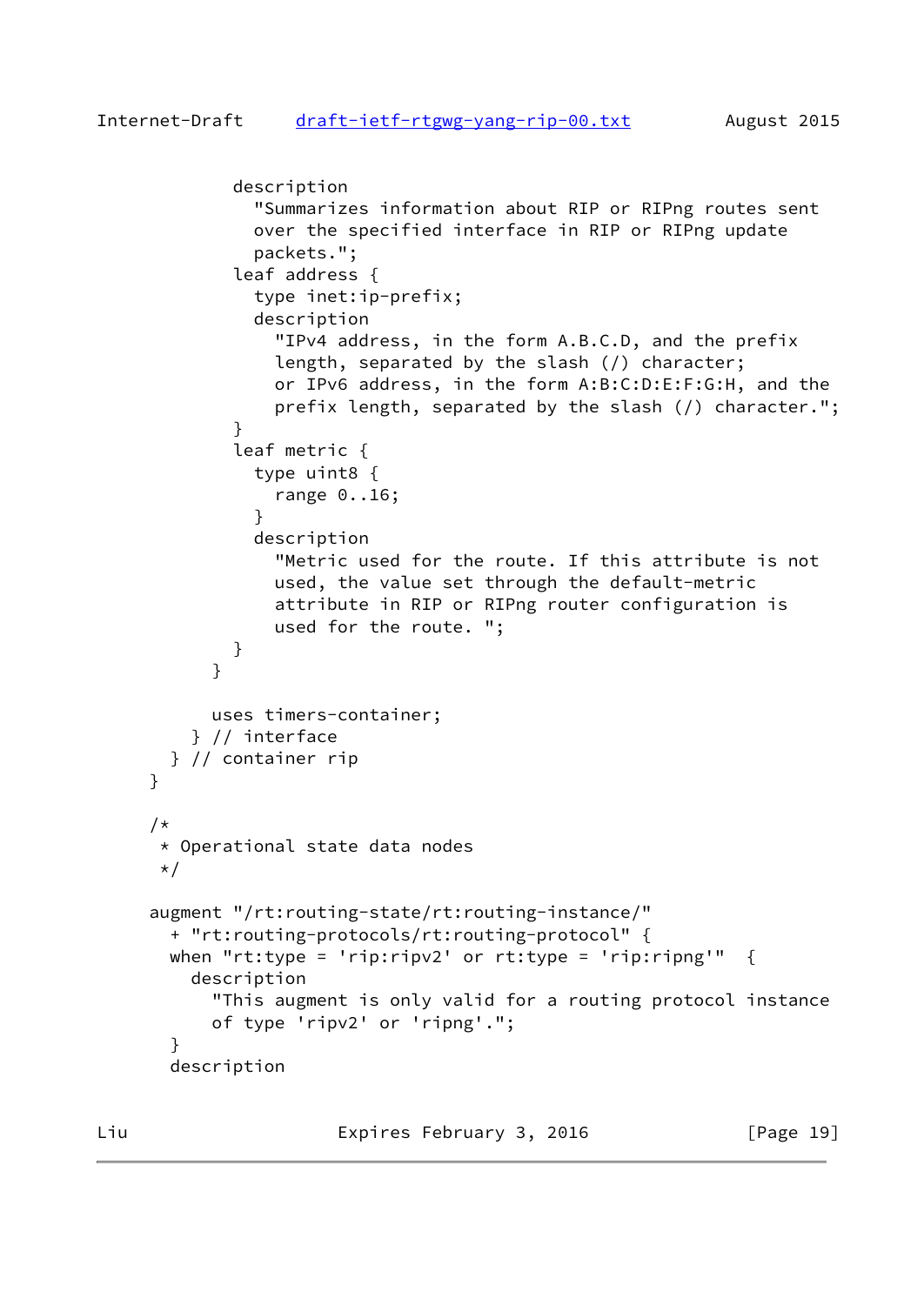```
          description
            "Summarizes information about RIP or RIPng routes sent
            over the specified interface in RIP or RIPng update
            packets.";
          leaf address {
            type inet:ip-prefix;
            description
              "IPv4 address, in the form A.B.C.D, and the prefix
              length, separated by the slash (/) character;
              or IPv6 address, in the form A:B:C:D:E:F:G:H, and the
              prefix length, separated by the slash (/) character.";
          }
          leaf metric {
            type uint8 {
              range 0..16;
            }
            description
              "Metric used for the route. If this attribute is not
              used, the value set through the default-metric
              attribute in RIP or RIPng router configuration is
              used for the route. ";
          }
        }

        uses timers-container;
      } // interface
    } // container rip
  }

  /*
   * Operational state data nodes
   */

  augment "/rt:routing-state/rt:routing-instance/"
    + "rt:routing-protocols/rt:routing-protocol" {
    when "rt:type = 'rip:ripv2' or rt:type = 'rip:ripng'"  {
      description
        "This augment is only valid for a routing protocol instance
        of type 'ripv2' or 'ripng'.";
    }
    description
```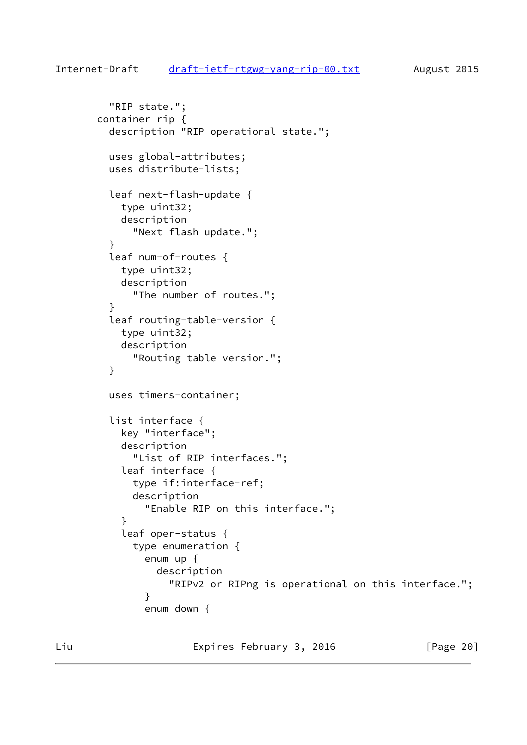```
          "RIP state.";
        container rip {
          description "RIP operational state.";

          uses global-attributes;
          uses distribute-lists;

          leaf next-flash-update {
            type uint32;
            description
              "Next flash update.";
          }
          leaf num-of-routes {
            type uint32;
            description
              "The number of routes.";
          }
          leaf routing-table-version {
            type uint32;
            description
              "Routing table version.";
          }

          uses timers-container;

          list interface {
            key "interface";
            description
              "List of RIP interfaces.";
            leaf interface {
              type if:interface-ref;
              description
                "Enable RIP on this interface.";
            }
            leaf oper-status {
              type enumeration {
                enum up {
                  description
                    "RIPv2 or RIPng is operational on this interface.";
                }
                enum down {
```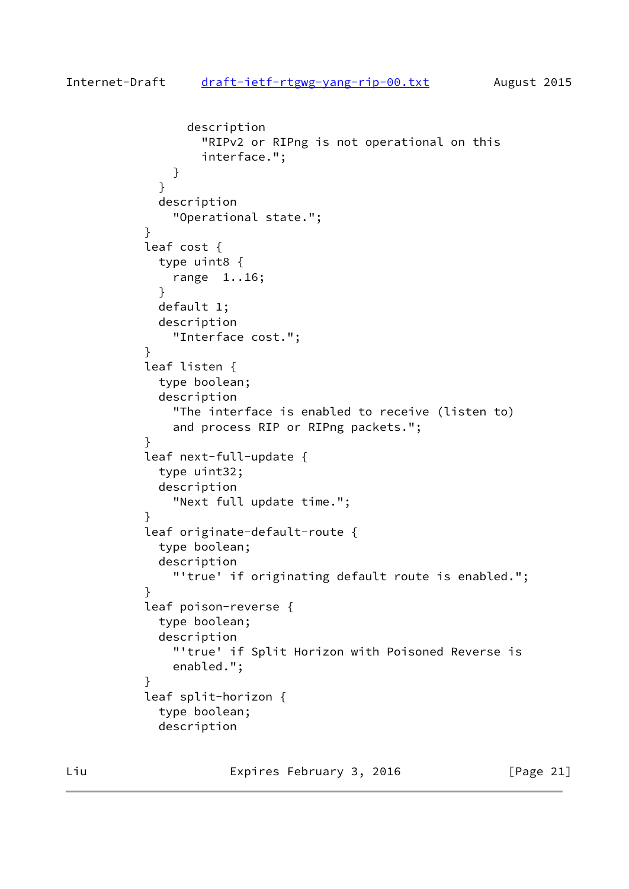```
                 description
                   "RIPv2 or RIPng is not operational on this
                   interface.";
               }
             }
             description
               "Operational state.";
           }
           leaf cost {
             type uint8 {
               range  1..16;
             }
             default 1;
             description
               "Interface cost.";
           }
           leaf listen {
             type boolean;
             description
               "The interface is enabled to receive (listen to)
               and process RIP or RIPng packets.";
           }
           leaf next-full-update {
             type uint32;
             description
               "Next full update time.";
           }
           leaf originate-default-route {
             type boolean;
             description
               "'true' if originating default route is enabled.";
           }
           leaf poison-reverse {
             type boolean;
             description
               "'true' if Split Horizon with Poisoned Reverse is
               enabled.";
           }
           leaf split-horizon {
             type boolean;
             description
```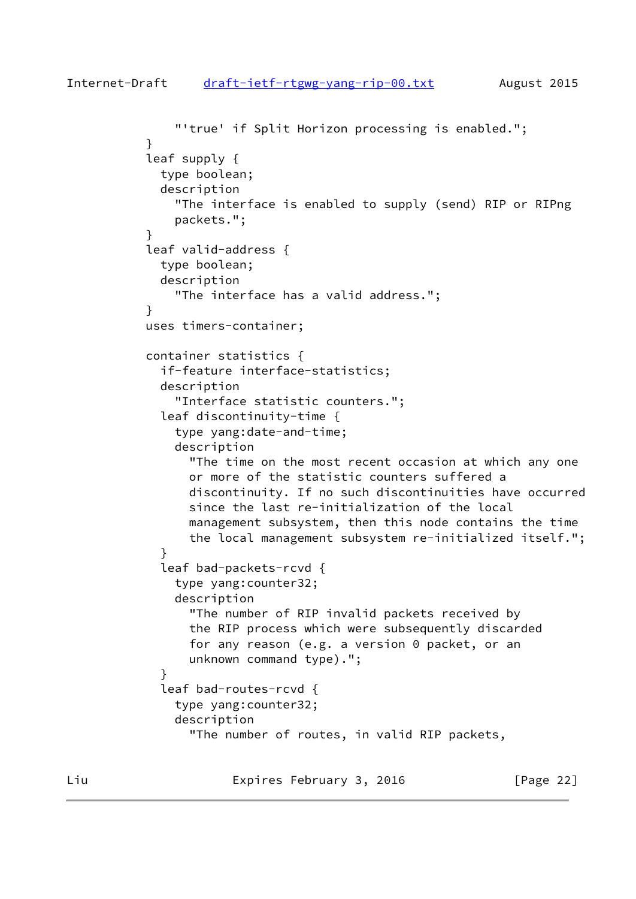```
            "'true' if Split Horizon processing is enabled.";
        }
        leaf supply {
          type boolean;
          description
            "The interface is enabled to supply (send) RIP or RIPng
            packets.";
        }
        leaf valid-address {
          type boolean;
          description
            "The interface has a valid address.";
        }
        uses timers-container;

        container statistics {
          if-feature interface-statistics;
          description
            "Interface statistic counters.";
          leaf discontinuity-time {
            type yang:date-and-time;
            description
              "The time on the most recent occasion at which any one
              or more of the statistic counters suffered a
              discontinuity. If no such discontinuities have occurred
              since the last re-initialization of the local
              management subsystem, then this node contains the time
              the local management subsystem re-initialized itself.";
          }
          leaf bad-packets-rcvd {
            type yang:counter32;
            description
              "The number of RIP invalid packets received by
              the RIP process which were subsequently discarded
              for any reason (e.g. a version 0 packet, or an
              unknown command type).";
          }
          leaf bad-routes-rcvd {
            type yang:counter32;
            description
              "The number of routes, in valid RIP packets,
```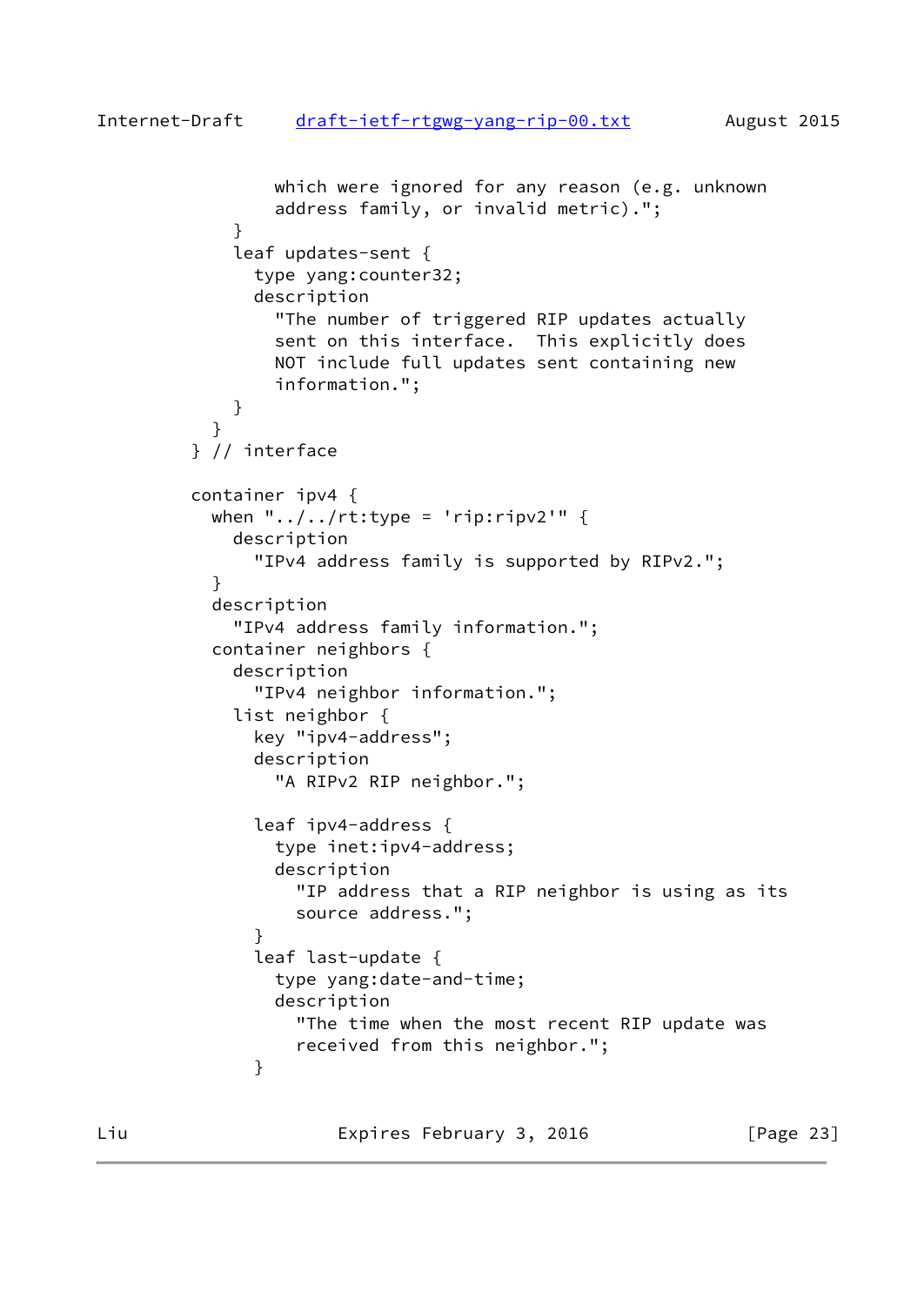```
                which were ignored for any reason (e.g. unknown
                address family, or invalid metric).";
            }
            leaf updates-sent {
              type yang:counter32;
              description
                "The number of triggered RIP updates actually
                sent on this interface.  This explicitly does
                NOT include full updates sent containing new
                information.";
            }
          }
        } // interface

        container ipv4 {
          when "../../rt:type = 'rip:ripv2'" {
            description
              "IPv4 address family is supported by RIPv2.";
          }
          description
            "IPv4 address family information.";
          container neighbors {
            description
              "IPv4 neighbor information.";
            list neighbor {
              key "ipv4-address";
              description
                "A RIPv2 RIP neighbor.";

              leaf ipv4-address {
                type inet:ipv4-address;
                description
                  "IP address that a RIP neighbor is using as its
                  source address.";
              }
              leaf last-update {
                type yang:date-and-time;
                description
                  "The time when the most recent RIP update was
                  received from this neighbor.";
              }
```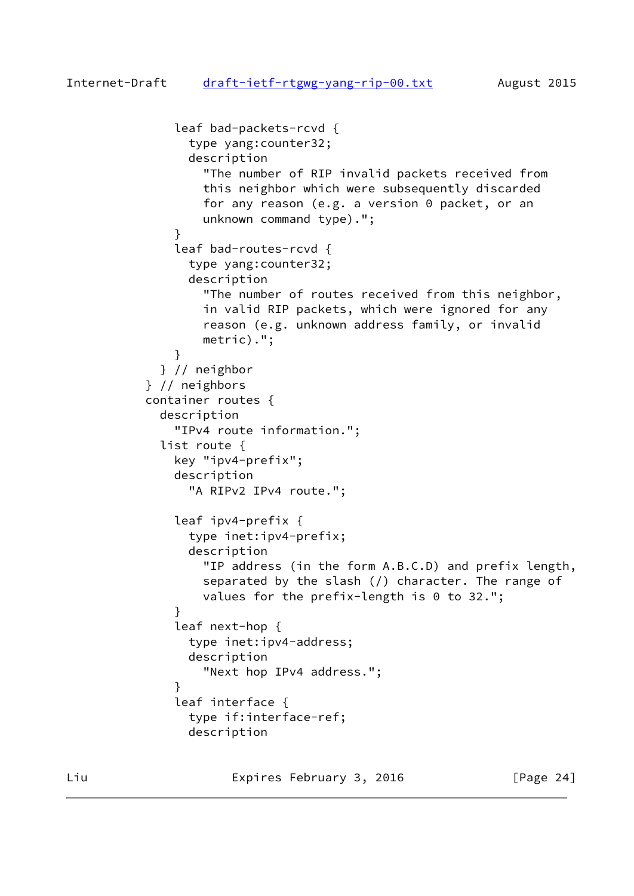```
              leaf bad-packets-rcvd {
                type yang:counter32;
                description
                  "The number of RIP invalid packets received from
                  this neighbor which were subsequently discarded
                  for any reason (e.g. a version 0 packet, or an
                  unknown command type).";
              }
              leaf bad-routes-rcvd {
                type yang:counter32;
                description
                  "The number of routes received from this neighbor,
                  in valid RIP packets, which were ignored for any
                  reason (e.g. unknown address family, or invalid
                  metric).";
              }
            } // neighbor
          } // neighbors
          container routes {
            description
              "IPv4 route information.";
            list route {
              key "ipv4-prefix";
              description
                "A RIPv2 IPv4 route.";

              leaf ipv4-prefix {
                type inet:ipv4-prefix;
                description
                  "IP address (in the form A.B.C.D) and prefix length,
                  separated by the slash (/) character. The range of
                  values for the prefix-length is 0 to 32.";
              }
              leaf next-hop {
                type inet:ipv4-address;
                description
                  "Next hop IPv4 address.";
              }
              leaf interface {
                type if:interface-ref;
                description
```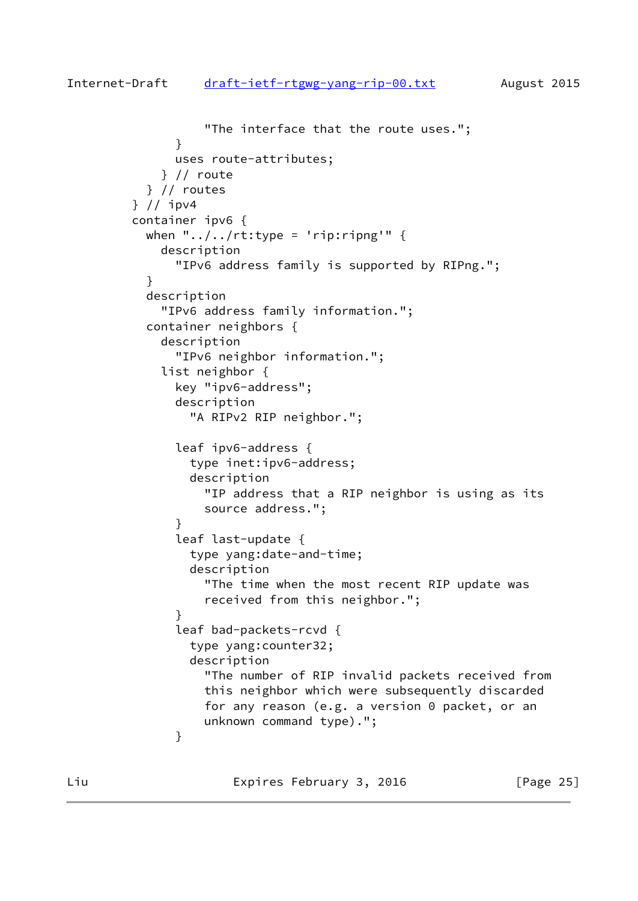```
                "The interface that the route uses.";
              }
              uses route-attributes;
            } // route
          } // routes
        } // ipv4
        container ipv6 {
          when "../../rt:type = 'rip:ripng'" {
            description
              "IPv6 address family is supported by RIPng.";
          }
          description
            "IPv6 address family information.";
          container neighbors {
            description
              "IPv6 neighbor information.";
            list neighbor {
              key "ipv6-address";
              description
                "A RIPv2 RIP neighbor.";

              leaf ipv6-address {
                type inet:ipv6-address;
                description
                  "IP address that a RIP neighbor is using as its
                  source address.";
              }
              leaf last-update {
                type yang:date-and-time;
                description
                  "The time when the most recent RIP update was
                  received from this neighbor.";
              }
              leaf bad-packets-rcvd {
                type yang:counter32;
                description
                  "The number of RIP invalid packets received from
                  this neighbor which were subsequently discarded
                  for any reason (e.g. a version 0 packet, or an
                  unknown command type).";
              }
```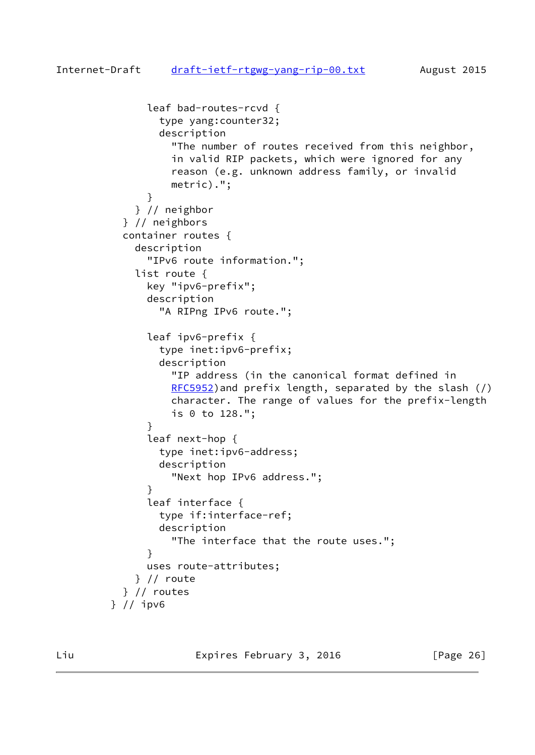```
              leaf bad-routes-rcvd {
                type yang:counter32;
                description
                  "The number of routes received from this neighbor,
                  in valid RIP packets, which were ignored for any
                  reason (e.g. unknown address family, or invalid
                  metric).";
              }
            } // neighbor
          } // neighbors
          container routes {
            description
              "IPv6 route information.";
            list route {
              key "ipv6-prefix";
              description
                "A RIPng IPv6 route.";

              leaf ipv6-prefix {
                type inet:ipv6-prefix;
                description
                  "IP address (in the canonical format defined in
                  RFC5952)and prefix length, separated by the slash (/)
                  character. The range of values for the prefix-length
                  is 0 to 128.";
              }
              leaf next-hop {
                type inet:ipv6-address;
                description
                  "Next hop IPv6 address.";
              }
              leaf interface {
                type if:interface-ref;
                description
                  "The interface that the route uses.";
              }
              uses route-attributes;
            } // route
          } // routes
        } // ipv6
```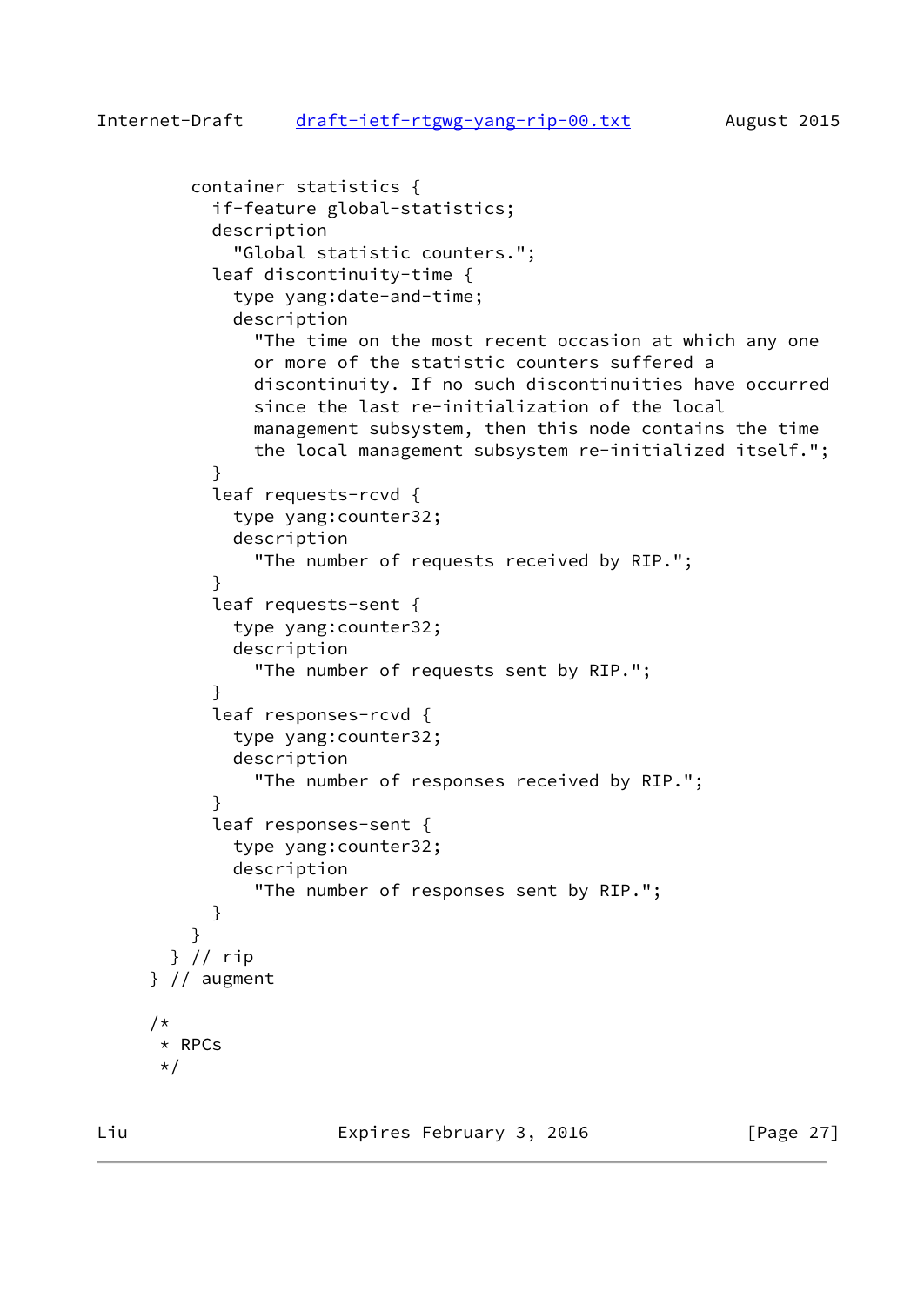```
        container statistics {
          if-feature global-statistics;
          description
            "Global statistic counters.";
          leaf discontinuity-time {
            type yang:date-and-time;
            description
              "The time on the most recent occasion at which any one
              or more of the statistic counters suffered a
              discontinuity. If no such discontinuities have occurred
              since the last re-initialization of the local
              management subsystem, then this node contains the time
              the local management subsystem re-initialized itself.";
          }
          leaf requests-rcvd {
            type yang:counter32;
            description
              "The number of requests received by RIP.";
          }
          leaf requests-sent {
            type yang:counter32;
            description
              "The number of requests sent by RIP.";
          }
          leaf responses-rcvd {
            type yang:counter32;
            description
              "The number of responses received by RIP.";
          }
          leaf responses-sent {
            type yang:counter32;
            description
              "The number of responses sent by RIP.";
          }
        }
      } // rip
    } // augment

    /*
     * RPCs
     */
```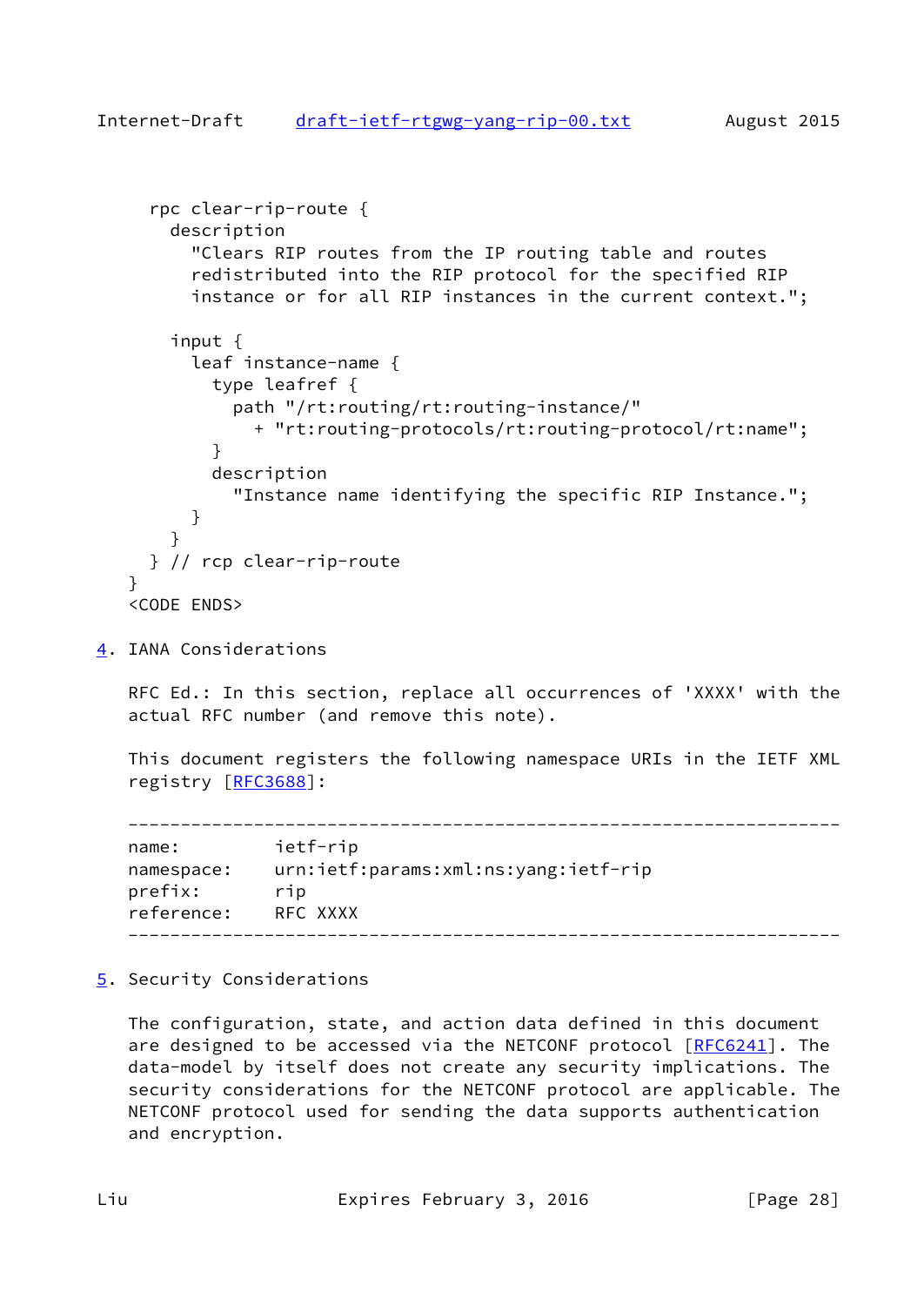```
      rpc clear-rip-route {
        description
          "Clears RIP routes from the IP routing table and routes
          redistributed into the RIP protocol for the specified RIP
          instance or for all RIP instances in the current context.";

        input {
          leaf instance-name {
            type leafref {
              path "/rt:routing/rt:routing-instance/"
                + "rt:routing-protocols/rt:routing-protocol/rt:name";
            }
            description
              "Instance name identifying the specific RIP Instance.";
          }
        }
      } // rcp clear-rip-route
    }
    <CODE ENDS>
```

## 4. IANA Considerations

RFC Ed.: In this section, replace all occurrences of 'XXXX' with the actual RFC number (and remove this note).

This document registers the following namespace URIs in the IETF XML registry [RFC3688]:

```
--------------------------------------------------------------------
name:         ietf-rip
namespace:    urn:ietf:params:xml:ns:yang:ietf-rip
prefix:       rip
reference:    RFC XXXX
--------------------------------------------------------------------
```

## 5. Security Considerations

The configuration, state, and action data defined in this document are designed to be accessed via the NETCONF protocol [RFC6241]. The data-model by itself does not create any security implications. The security considerations for the NETCONF protocol are applicable. The NETCONF protocol used for sending the data supports authentication and encryption.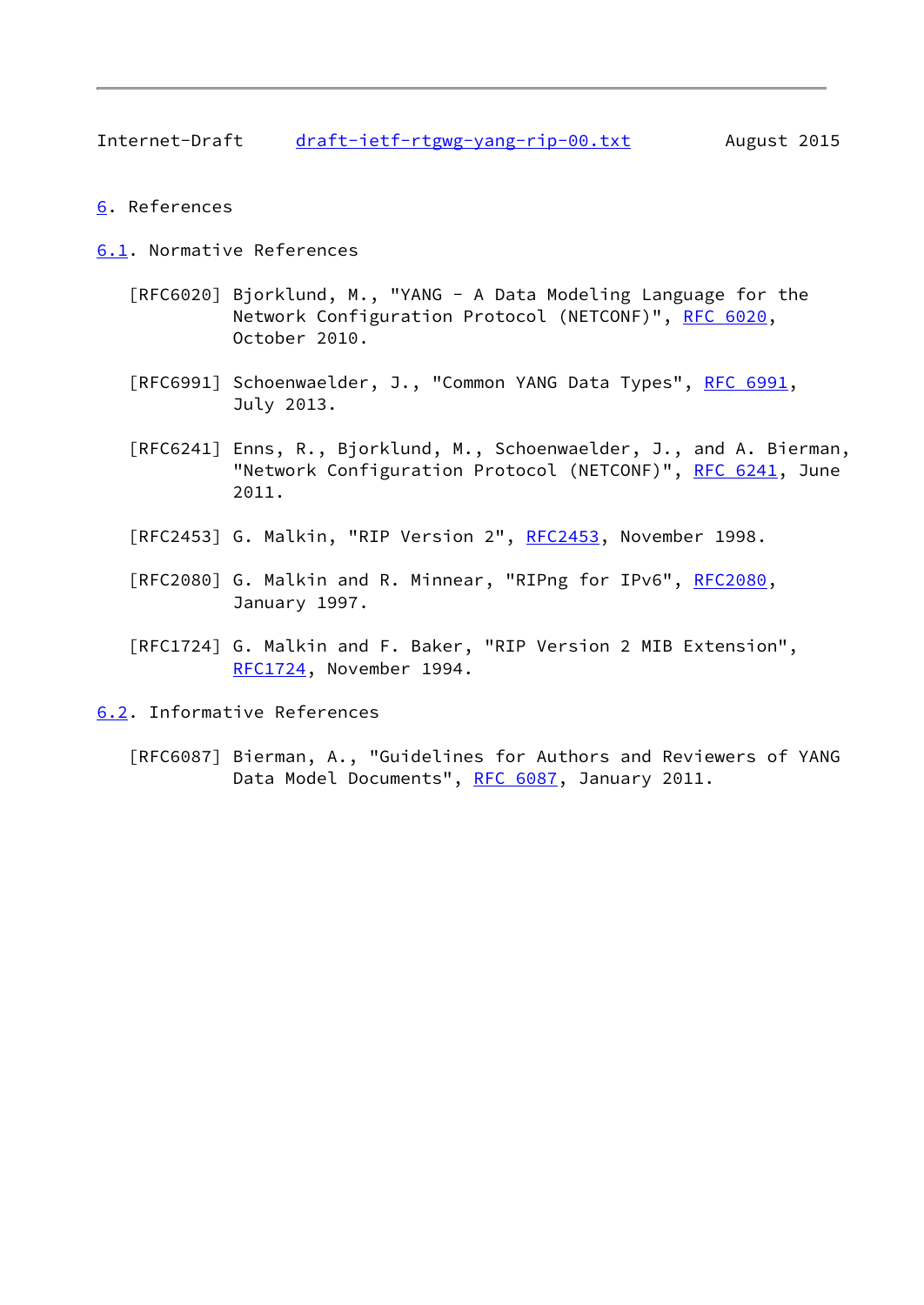## 6. References

### 6.1. Normative References

[RFC6020] Bjorklund, M., "YANG - A Data Modeling Language for the Network Configuration Protocol (NETCONF)", RFC 6020, October 2010.

[RFC6991] Schoenwaelder, J., "Common YANG Data Types", RFC 6991, July 2013.

[RFC6241] Enns, R., Bjorklund, M., Schoenwaelder, J., and A. Bierman, "Network Configuration Protocol (NETCONF)", RFC 6241, June 2011.

[RFC2453] G. Malkin, "RIP Version 2", RFC2453, November 1998.

[RFC2080] G. Malkin and R. Minnear, "RIPng for IPv6", RFC2080, January 1997.

[RFC1724] G. Malkin and F. Baker, "RIP Version 2 MIB Extension", RFC1724, November 1994.

### 6.2. Informative References

[RFC6087] Bierman, A., "Guidelines for Authors and Reviewers of YANG Data Model Documents", RFC 6087, January 2011.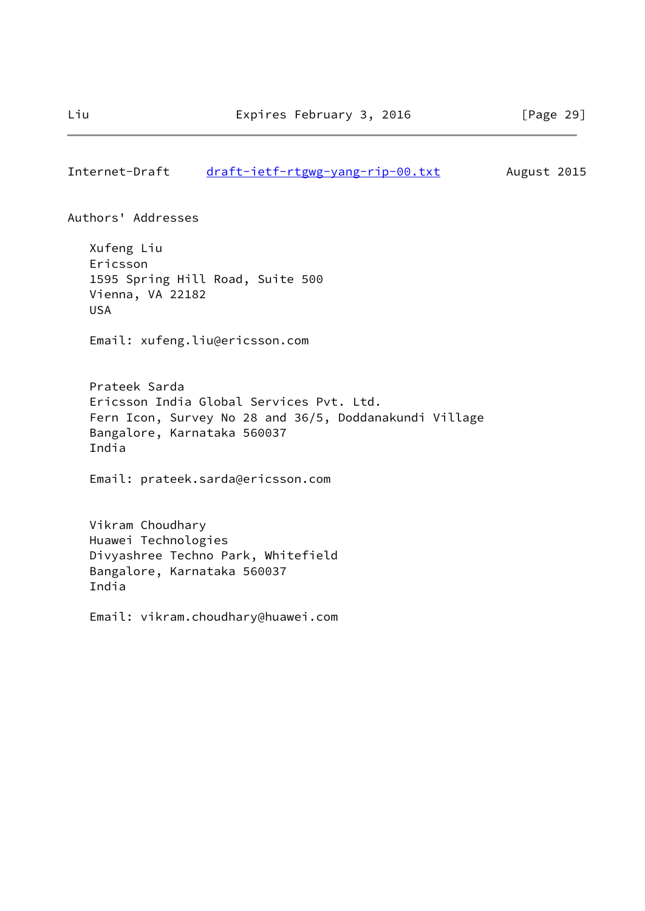## Authors' Addresses

Xufeng Liu
Ericsson
1595 Spring Hill Road, Suite 500
Vienna, VA 22182
USA

Email: xufeng.liu@ericsson.com

Prateek Sarda
Ericsson India Global Services Pvt. Ltd.
Fern Icon, Survey No 28 and 36/5, Doddanakundi Village
Bangalore, Karnataka 560037
India

Email: prateek.sarda@ericsson.com

Vikram Choudhary
Huawei Technologies
Divyashree Techno Park, Whitefield
Bangalore, Karnataka 560037
India

Email: vikram.choudhary@huawei.com